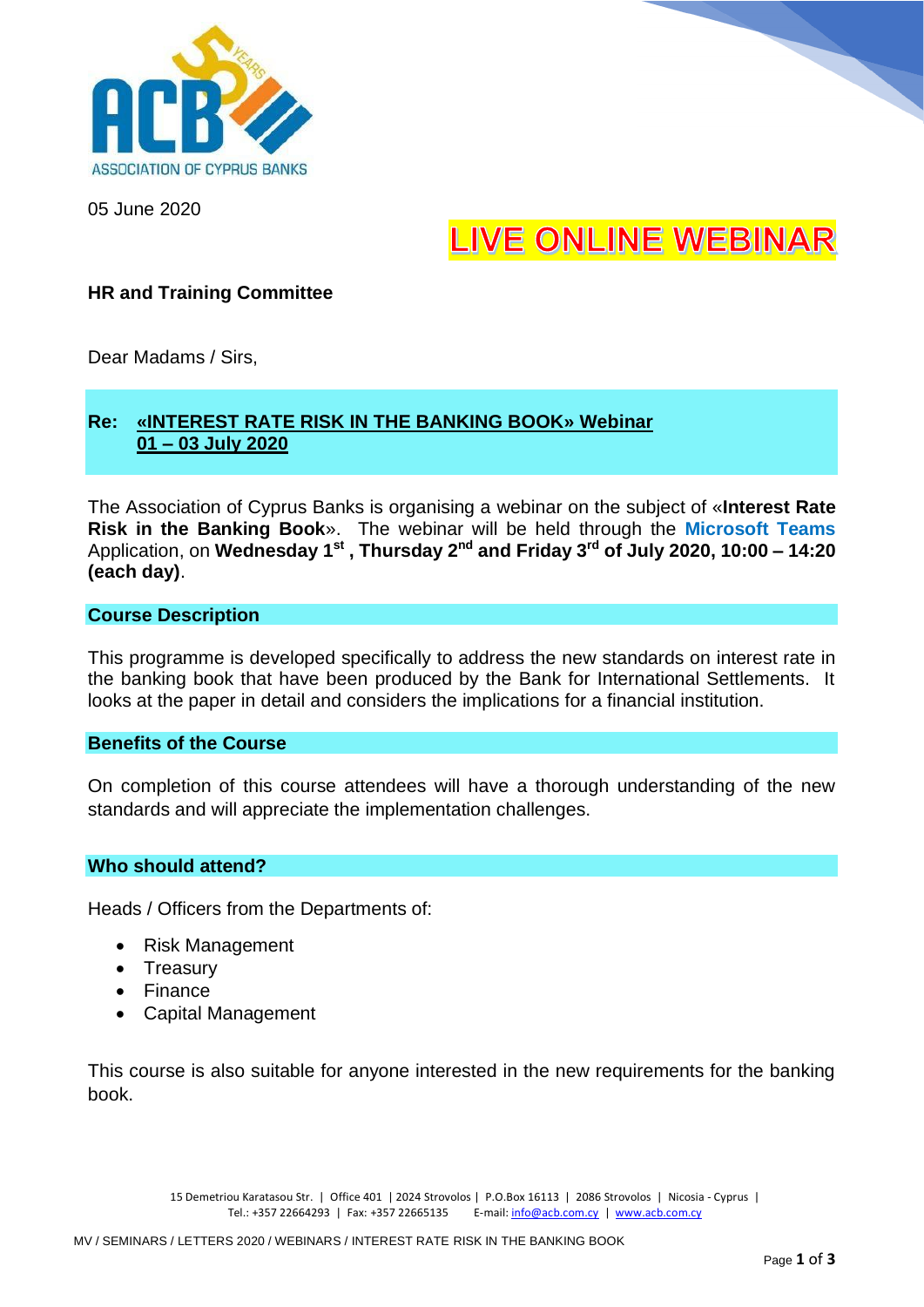ASSOCIATION OF CYPRUS BANKS

05 June 2020

**LIVE ONLINE WEBINAR**

**HR and Training Committee**

Dear Madams / Sirs,

**Re: «INTEREST RATE RISK IN THE BANKING BOOK» Webinar 01 – 03 July 2020**

The Association of Cyprus Banks is organising a webinar on the subject of «**Interest Rate Risk in the Banking Book**». The webinar will be held through the **Microsoft Teams** Application, on **Wednesday 1st , Thursday 2nd and Friday 3rd of July 2020, 10:00 – 14:20 (each day)**.

## Course Description

This programme is developed specifically to address the new standards on interest rate in the banking book that have been produced by the Bank for International Settlements. It looks at the paper in detail and considers the implications for a financial institution.

## Benefits of the Course

On completion of this course attendees will have a thorough understanding of the new standards and will appreciate the implementation challenges.

## Who should attend?

Heads / Officers from the Departments of:

- Risk Management
- Treasury
- Finance
- Capital Management

This course is also suitable for anyone interested in the new requirements for the banking book.

15 Demetriou Karatasou Str. | Office 401 | 2024 Strovolos | P.O.Box 16113 | 2086 Strovolos | Nicosia - Cyprus |
Tel.: +357 22664293 | Fax: +357 22665135 E-mail: info@acb.com.cy | www.acb.com.cy

MV / SEMINARS / LETTERS 2020 / WEBINARS / INTEREST RATE RISK IN THE BANKING BOOK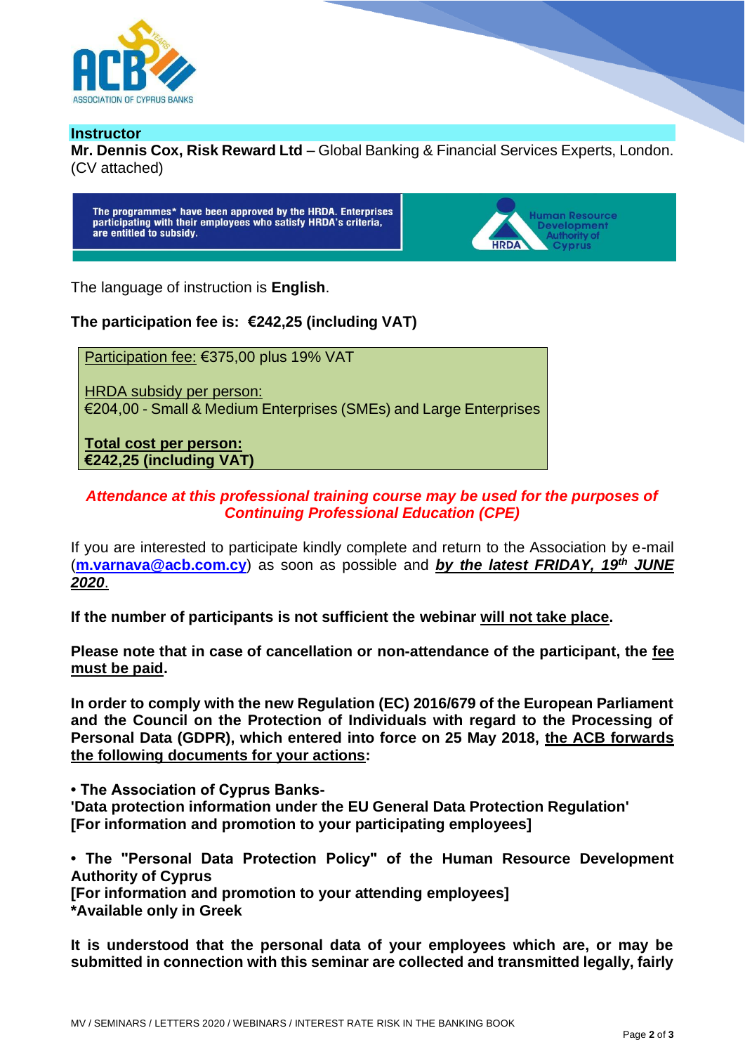## Instructor

**Mr. Dennis Cox, Risk Reward Ltd** – Global Banking & Financial Services Experts, London. (CV attached)

**The programmes* have been approved by the HRDA. Enterprises participating with their employees who satisfy HRDA's criteria, are entitled to subsidy.**

HRDA Human Resource Development Authority of Cyprus

The language of instruction is **English**.

**The participation fee is: €242,25 (including VAT)**

| |
|---|
| Participation fee: €375,00 plus 19% VAT |
| HRDA subsidy per person: €204,00 - Small & Medium Enterprises (SMEs) and Large Enterprises |
| **Total cost per person: €242,25 (including VAT)** |

***Attendance at this professional training course may be used for the purposes of Continuing Professional Education (CPE)***

If you are interested to participate kindly complete and return to the Association by e-mail (**m.varnava@acb.com.cy**) as soon as possible and ***by the latest FRIDAY, 19th JUNE 2020***.

**If the number of participants is not sufficient the webinar will not take place.**

**Please note that in case of cancellation or non-attendance of the participant, the fee must be paid.**

**In order to comply with the new Regulation (EC) 2016/679 of the European Parliament and the Council on the Protection of Individuals with regard to the Processing of Personal Data (GDPR), which entered into force on 25 May 2018, the ACB forwards the following documents for your actions:**

**• The Association of Cyprus Banks-
'Data protection information under the EU General Data Protection Regulation'
[For information and promotion to your participating employees]**

**• The "Personal Data Protection Policy" of the Human Resource Development Authority of Cyprus
[For information and promotion to your attending employees]
*Available only in Greek**

**It is understood that the personal data of your employees which are, or may be submitted in connection with this seminar are collected and transmitted legally, fairly**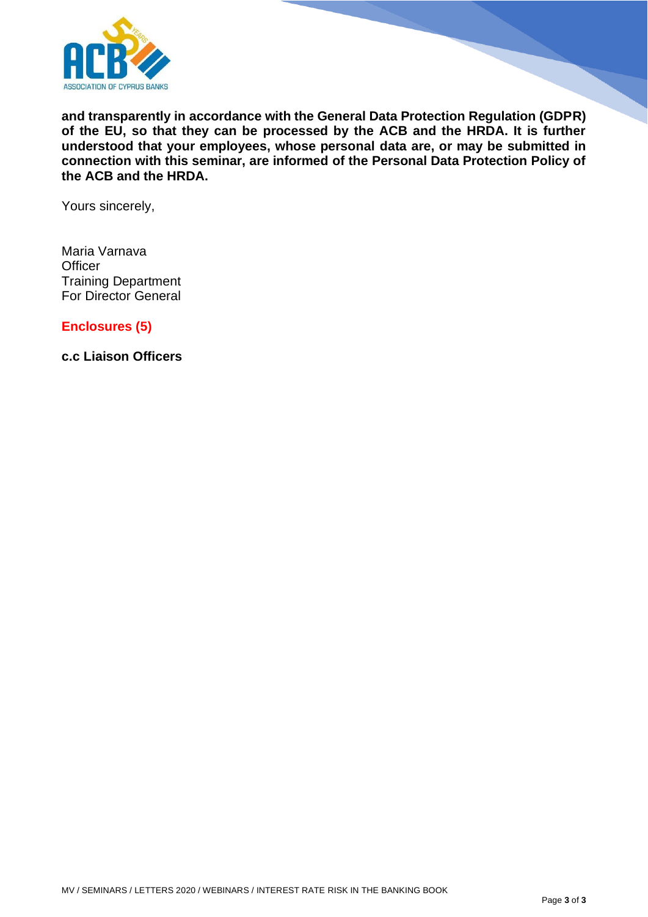**and transparently in accordance with the General Data Protection Regulation (GDPR) of the EU, so that they can be processed by the ACB and the HRDA. It is further understood that your employees, whose personal data are, or may be submitted in connection with this seminar, are informed of the Personal Data Protection Policy of the ACB and the HRDA.**

Yours sincerely,

Maria Varnava
Officer
Training Department
For Director General

**Enclosures (5)**

**c.c Liaison Officers**

MV / SEMINARS / LETTERS 2020 / WEBINARS / INTEREST RATE RISK IN THE BANKING BOOK